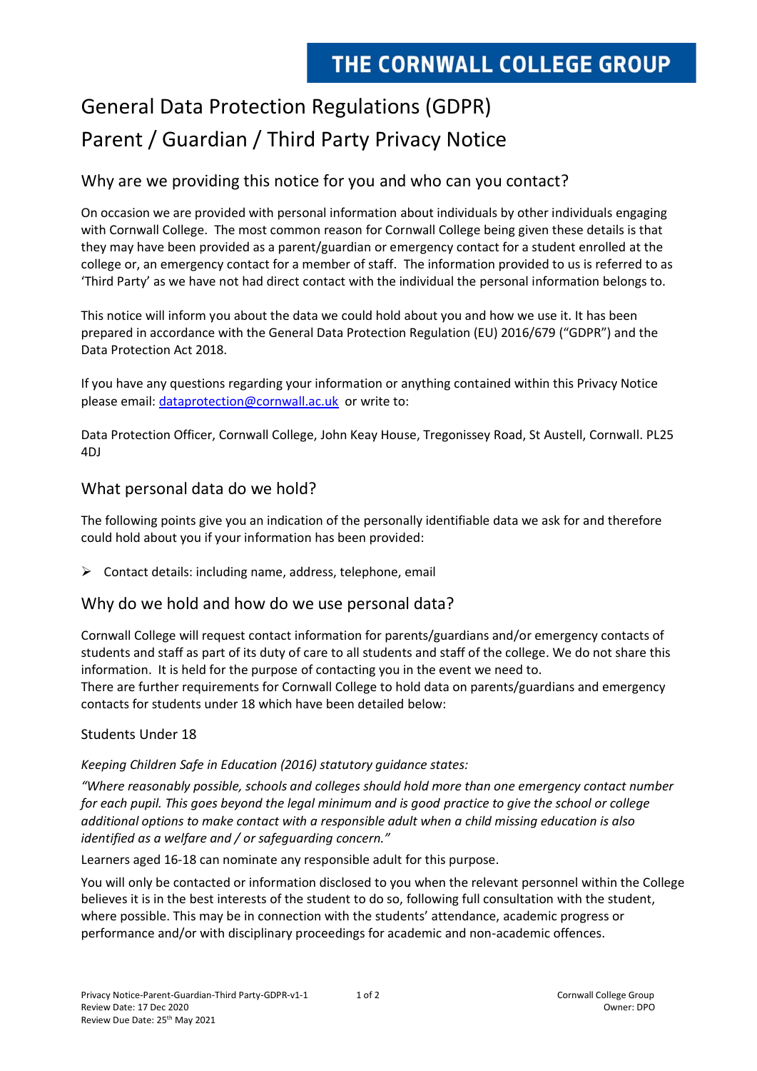# THE CORNWALL COLLEGE GROUP

# General Data Protection Regulations (GDPR)
# Parent / Guardian / Third Party Privacy Notice

## Why are we providing this notice for you and who can you contact?

On occasion we are provided with personal information about individuals by other individuals engaging with Cornwall College. The most common reason for Cornwall College being given these details is that they may have been provided as a parent/guardian or emergency contact for a student enrolled at the college or, an emergency contact for a member of staff. The information provided to us is referred to as 'Third Party' as we have not had direct contact with the individual the personal information belongs to.

This notice will inform you about the data we could hold about you and how we use it. It has been prepared in accordance with the General Data Protection Regulation (EU) 2016/679 ("GDPR") and the Data Protection Act 2018.

If you have any questions regarding your information or anything contained within this Privacy Notice please email: dataprotection@cornwall.ac.uk or write to:

Data Protection Officer, Cornwall College, John Keay House, Tregonissey Road, St Austell, Cornwall. PL25 4DJ

## What personal data do we hold?

The following points give you an indication of the personally identifiable data we ask for and therefore could hold about you if your information has been provided:

- Contact details: including name, address, telephone, email

## Why do we hold and how do we use personal data?

Cornwall College will request contact information for parents/guardians and/or emergency contacts of students and staff as part of its duty of care to all students and staff of the college. We do not share this information. It is held for the purpose of contacting you in the event we need to.
There are further requirements for Cornwall College to hold data on parents/guardians and emergency contacts for students under 18 which have been detailed below:

Students Under 18

*Keeping Children Safe in Education (2016) statutory guidance states:*

*"Where reasonably possible, schools and colleges should hold more than one emergency contact number for each pupil. This goes beyond the legal minimum and is good practice to give the school or college additional options to make contact with a responsible adult when a child missing education is also identified as a welfare and / or safeguarding concern."*

Learners aged 16-18 can nominate any responsible adult for this purpose.

You will only be contacted or information disclosed to you when the relevant personnel within the College believes it is in the best interests of the student to do so, following full consultation with the student, where possible. This may be in connection with the students' attendance, academic progress or performance and/or with disciplinary proceedings for academic and non-academic offences.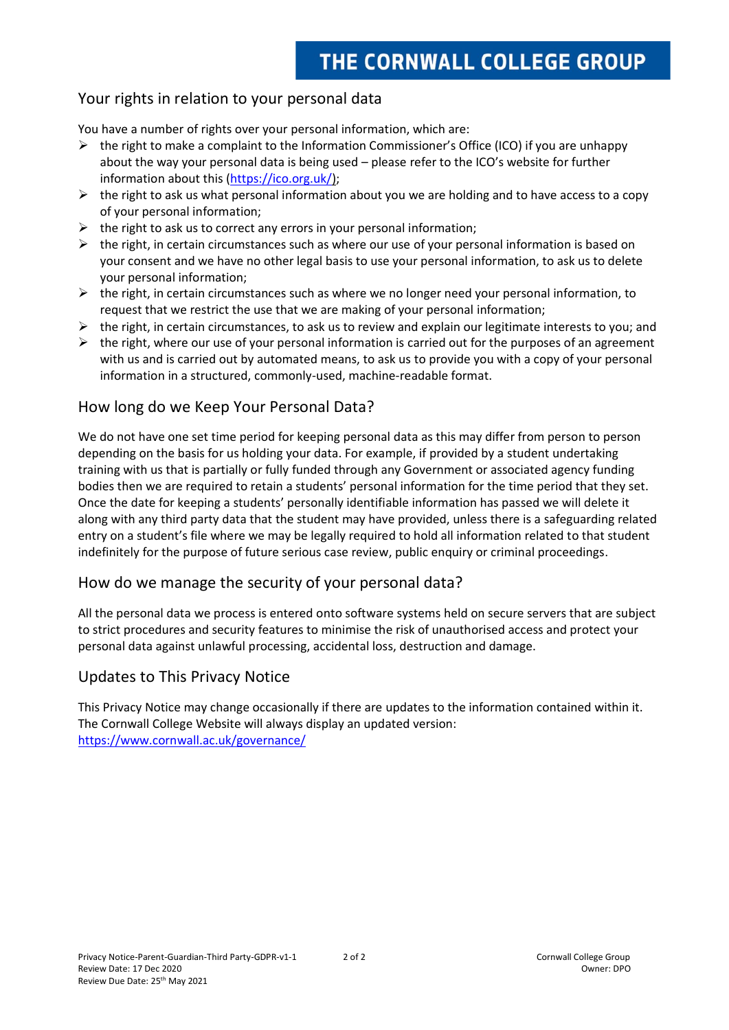## Your rights in relation to your personal data

You have a number of rights over your personal information, which are:

- the right to make a complaint to the Information Commissioner's Office (ICO) if you are unhappy about the way your personal data is being used – please refer to the ICO's website for further information about this (https://ico.org.uk/);
- the right to ask us what personal information about you we are holding and to have access to a copy of your personal information;
- the right to ask us to correct any errors in your personal information;
- the right, in certain circumstances such as where our use of your personal information is based on your consent and we have no other legal basis to use your personal information, to ask us to delete your personal information;
- the right, in certain circumstances such as where we no longer need your personal information, to request that we restrict the use that we are making of your personal information;
- the right, in certain circumstances, to ask us to review and explain our legitimate interests to you; and
- the right, where our use of your personal information is carried out for the purposes of an agreement with us and is carried out by automated means, to ask us to provide you with a copy of your personal information in a structured, commonly-used, machine-readable format.

## How long do we Keep Your Personal Data?

We do not have one set time period for keeping personal data as this may differ from person to person depending on the basis for us holding your data. For example, if provided by a student undertaking training with us that is partially or fully funded through any Government or associated agency funding bodies then we are required to retain a students' personal information for the time period that they set. Once the date for keeping a students' personally identifiable information has passed we will delete it along with any third party data that the student may have provided, unless there is a safeguarding related entry on a student's file where we may be legally required to hold all information related to that student indefinitely for the purpose of future serious case review, public enquiry or criminal proceedings.

## How do we manage the security of your personal data?

All the personal data we process is entered onto software systems held on secure servers that are subject to strict procedures and security features to minimise the risk of unauthorised access and protect your personal data against unlawful processing, accidental loss, destruction and damage.

## Updates to This Privacy Notice

This Privacy Notice may change occasionally if there are updates to the information contained within it. The Cornwall College Website will always display an updated version:
https://www.cornwall.ac.uk/governance/

Privacy Notice-Parent-Guardian-Third Party-GDPR-v1-1
Review Date: 17 Dec 2020
Review Due Date: 25th May 2021

Cornwall College Group
Owner: DPO